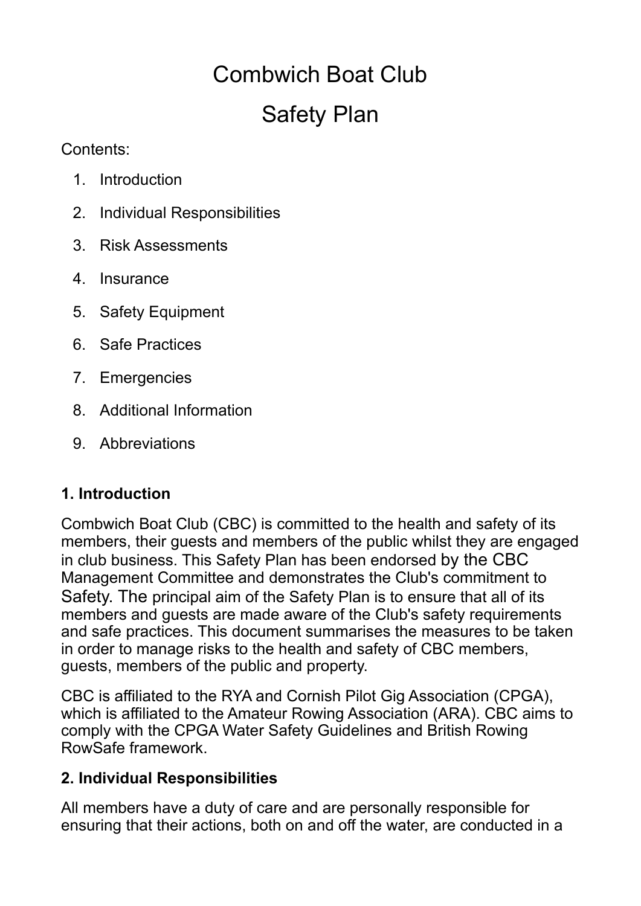# Combwich Boat Club

# Safety Plan

Contents:

1. Introduction
2. Individual Responsibilities
3. Risk Assessments
4. Insurance
5. Safety Equipment
6. Safe Practices
7. Emergencies
8. Additional Information
9. Abbreviations

## 1. Introduction

Combwich Boat Club (CBC) is committed to the health and safety of its members, their guests and members of the public whilst they are engaged in club business. This Safety Plan has been endorsed by the CBC Management Committee and demonstrates the Club's commitment to Safety. The principal aim of the Safety Plan is to ensure that all of its members and guests are made aware of the Club's safety requirements and safe practices. This document summarises the measures to be taken in order to manage risks to the health and safety of CBC members, guests, members of the public and property.

CBC is affiliated to the RYA and Cornish Pilot Gig Association (CPGA), which is affiliated to the Amateur Rowing Association (ARA). CBC aims to comply with the CPGA Water Safety Guidelines and British Rowing RowSafe framework.

## 2. Individual Responsibilities

All members have a duty of care and are personally responsible for ensuring that their actions, both on and off the water, are conducted in a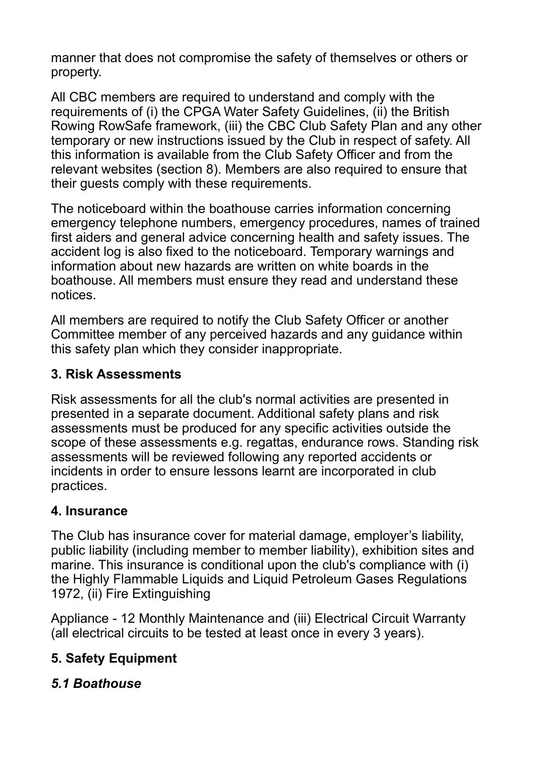manner that does not compromise the safety of themselves or others or property.

All CBC members are required to understand and comply with the requirements of (i) the CPGA Water Safety Guidelines, (ii) the British Rowing RowSafe framework, (iii) the CBC Club Safety Plan and any other temporary or new instructions issued by the Club in respect of safety. All this information is available from the Club Safety Officer and from the relevant websites (section 8). Members are also required to ensure that their guests comply with these requirements.

The noticeboard within the boathouse carries information concerning emergency telephone numbers, emergency procedures, names of trained first aiders and general advice concerning health and safety issues. The accident log is also fixed to the noticeboard. Temporary warnings and information about new hazards are written on white boards in the boathouse. All members must ensure they read and understand these notices.

All members are required to notify the Club Safety Officer or another Committee member of any perceived hazards and any guidance within this safety plan which they consider inappropriate.

## 3. Risk Assessments

Risk assessments for all the club's normal activities are presented in presented in a separate document. Additional safety plans and risk assessments must be produced for any specific activities outside the scope of these assessments e.g. regattas, endurance rows. Standing risk assessments will be reviewed following any reported accidents or incidents in order to ensure lessons learnt are incorporated in club practices.

## 4. Insurance

The Club has insurance cover for material damage, employer’s liability, public liability (including member to member liability), exhibition sites and marine. This insurance is conditional upon the club's compliance with (i) the Highly Flammable Liquids and Liquid Petroleum Gases Regulations 1972, (ii) Fire Extinguishing

Appliance - 12 Monthly Maintenance and (iii) Electrical Circuit Warranty (all electrical circuits to be tested at least once in every 3 years).

## 5. Safety Equipment

### *5.1 Boathouse*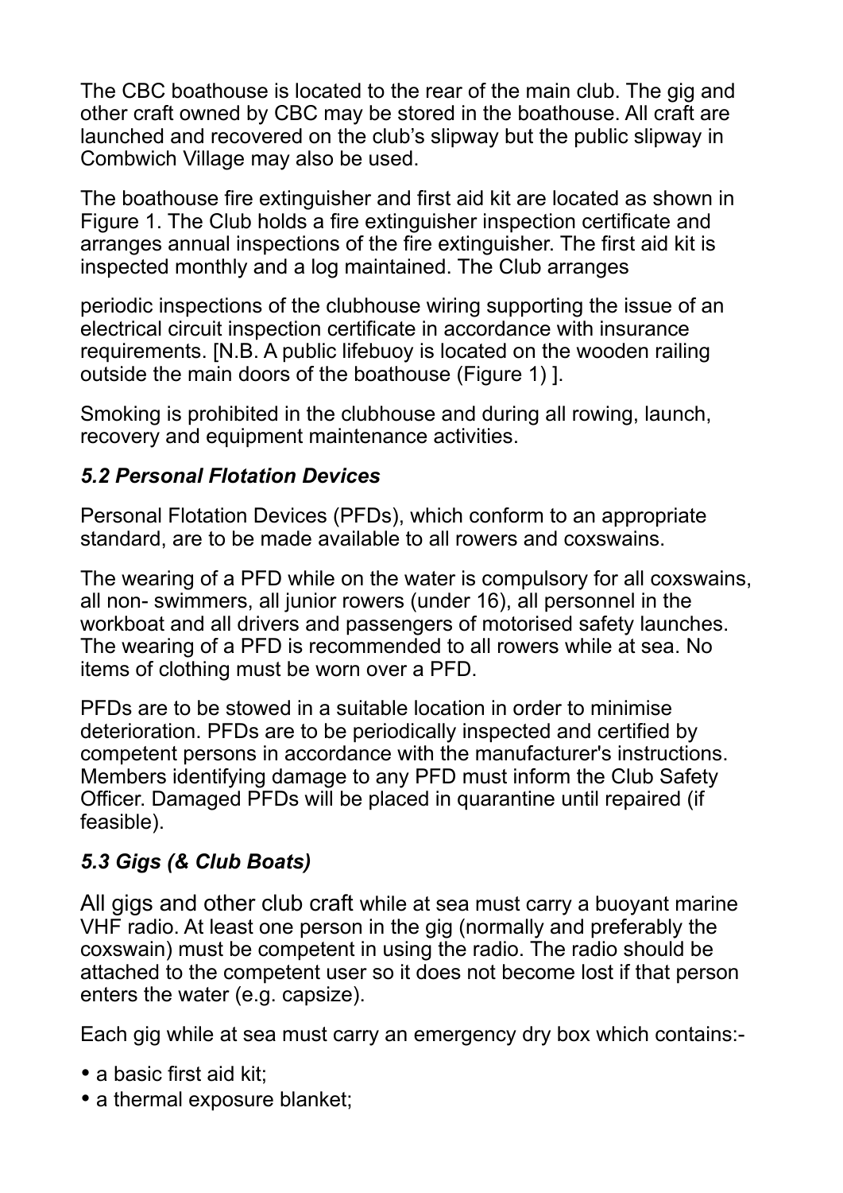The CBC boathouse is located to the rear of the main club. The gig and other craft owned by CBC may be stored in the boathouse. All craft are launched and recovered on the club's slipway but the public slipway in Combwich Village may also be used.

The boathouse fire extinguisher and first aid kit are located as shown in Figure 1. The Club holds a fire extinguisher inspection certificate and arranges annual inspections of the fire extinguisher. The first aid kit is inspected monthly and a log maintained. The Club arranges

periodic inspections of the clubhouse wiring supporting the issue of an electrical circuit inspection certificate in accordance with insurance requirements. [N.B. A public lifebuoy is located on the wooden railing outside the main doors of the boathouse (Figure 1) ].

Smoking is prohibited in the clubhouse and during all rowing, launch, recovery and equipment maintenance activities.

### *5.2 Personal Flotation Devices*

Personal Flotation Devices (PFDs), which conform to an appropriate standard, are to be made available to all rowers and coxswains.

The wearing of a PFD while on the water is compulsory for all coxswains, all non- swimmers, all junior rowers (under 16), all personnel in the workboat and all drivers and passengers of motorised safety launches. The wearing of a PFD is recommended to all rowers while at sea. No items of clothing must be worn over a PFD.

PFDs are to be stowed in a suitable location in order to minimise deterioration. PFDs are to be periodically inspected and certified by competent persons in accordance with the manufacturer's instructions. Members identifying damage to any PFD must inform the Club Safety Officer. Damaged PFDs will be placed in quarantine until repaired (if feasible).

### *5.3 Gigs (& Club Boats)*

All gigs and other club craft while at sea must carry a buoyant marine VHF radio. At least one person in the gig (normally and preferably the coxswain) must be competent in using the radio. The radio should be attached to the competent user so it does not become lost if that person enters the water (e.g. capsize).

Each gig while at sea must carry an emergency dry box which contains:-

- a basic first aid kit;
- a thermal exposure blanket;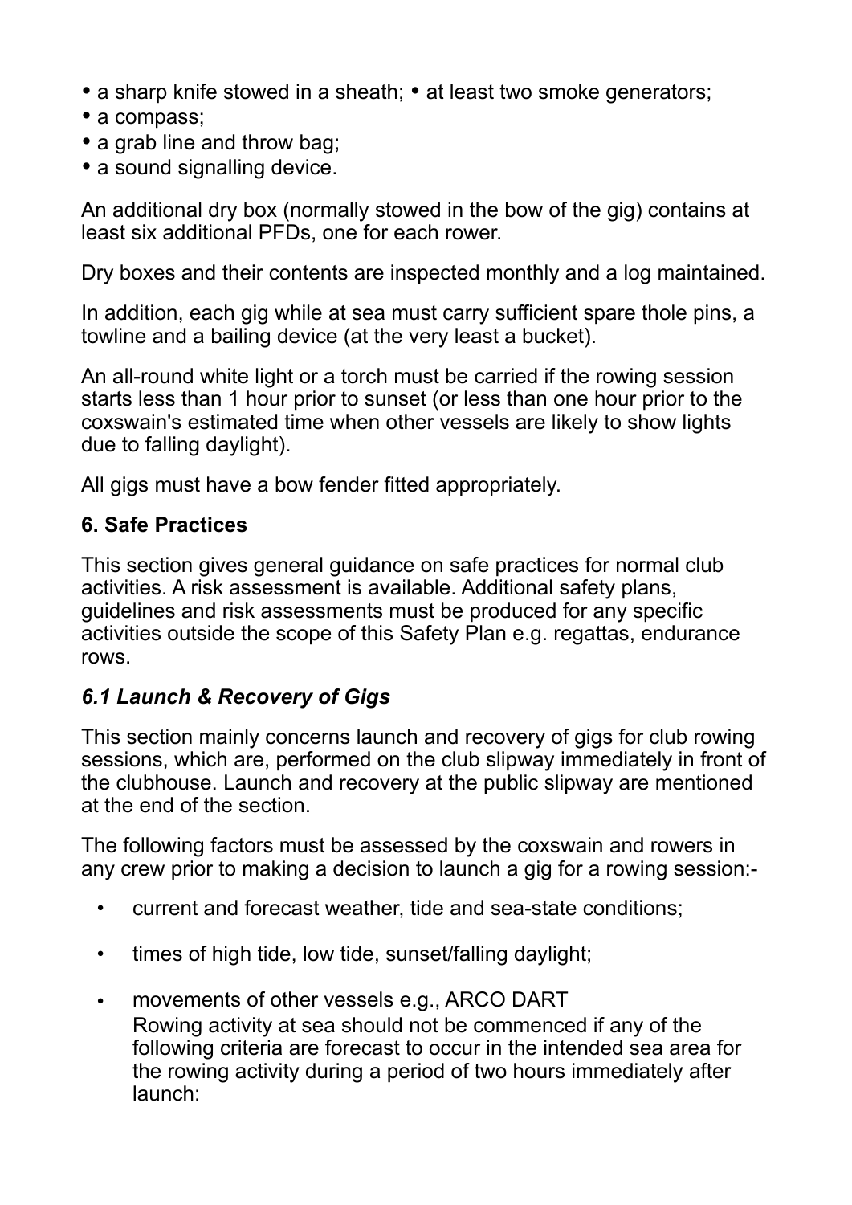- a sharp knife stowed in a sheath; • at least two smoke generators;
- a compass;
- a grab line and throw bag;
- a sound signalling device.

An additional dry box (normally stowed in the bow of the gig) contains at least six additional PFDs, one for each rower.

Dry boxes and their contents are inspected monthly and a log maintained.

In addition, each gig while at sea must carry sufficient spare thole pins, a towline and a bailing device (at the very least a bucket).

An all-round white light or a torch must be carried if the rowing session starts less than 1 hour prior to sunset (or less than one hour prior to the coxswain's estimated time when other vessels are likely to show lights due to falling daylight).

All gigs must have a bow fender fitted appropriately.

## 6. Safe Practices

This section gives general guidance on safe practices for normal club activities. A risk assessment is available. Additional safety plans, guidelines and risk assessments must be produced for any specific activities outside the scope of this Safety Plan e.g. regattas, endurance rows.

### *6.1 Launch & Recovery of Gigs*

This section mainly concerns launch and recovery of gigs for club rowing sessions, which are, performed on the club slipway immediately in front of the clubhouse. Launch and recovery at the public slipway are mentioned at the end of the section.

The following factors must be assessed by the coxswain and rowers in any crew prior to making a decision to launch a gig for a rowing session:-

- current and forecast weather, tide and sea-state conditions;
- times of high tide, low tide, sunset/falling daylight;
- movements of other vessels e.g., ARCO DART
  Rowing activity at sea should not be commenced if any of the following criteria are forecast to occur in the intended sea area for the rowing activity during a period of two hours immediately after launch: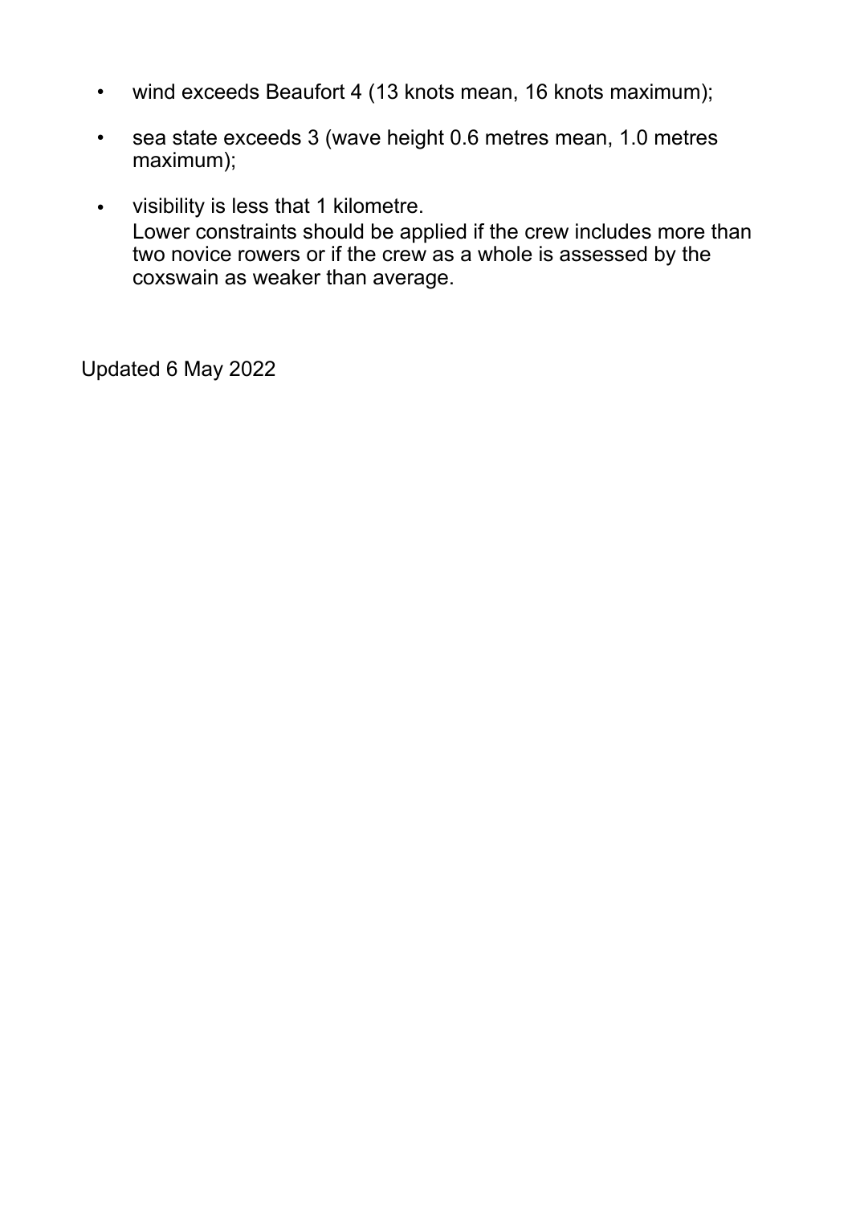- wind exceeds Beaufort 4 (13 knots mean, 16 knots maximum);
- sea state exceeds 3 (wave height 0.6 metres mean, 1.0 metres maximum);
- visibility is less that 1 kilometre.

  Lower constraints should be applied if the crew includes more than two novice rowers or if the crew as a whole is assessed by the coxswain as weaker than average.

Updated 6 May 2022